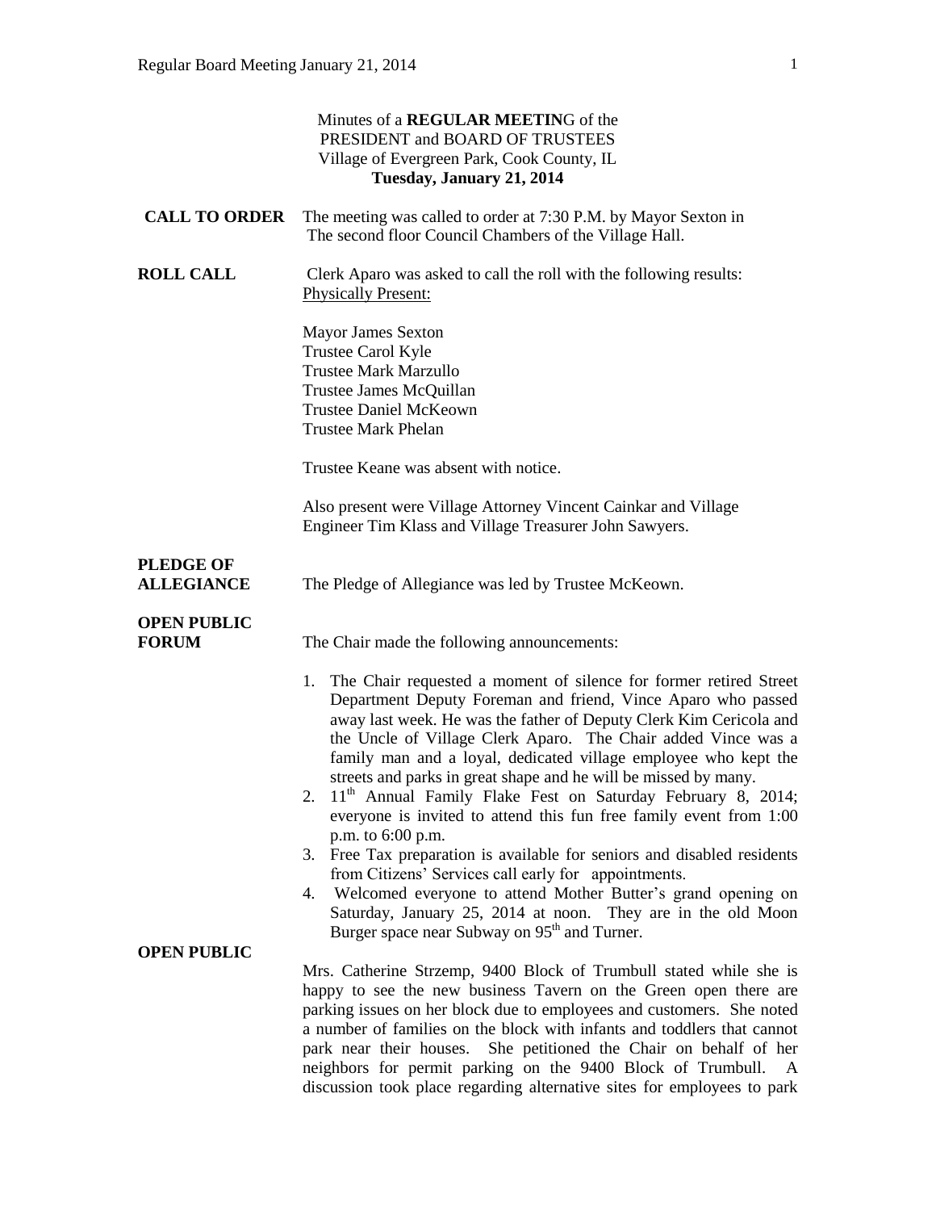Minutes of a **REGULAR MEETIN**G of the
PRESIDENT and BOARD OF TRUSTEES
Village of Evergreen Park, Cook County, IL
**Tuesday, January 21, 2014**

**CALL TO ORDER** The meeting was called to order at 7:30 P.M. by Mayor Sexton in The second floor Council Chambers of the Village Hall.

**ROLL CALL** Clerk Aparo was asked to call the roll with the following results:
Physically Present:

Mayor James Sexton
Trustee Carol Kyle
Trustee Mark Marzullo
Trustee James McQuillan
Trustee Daniel McKeown
Trustee Mark Phelan

Trustee Keane was absent with notice.

Also present were Village Attorney Vincent Cainkar and Village Engineer Tim Klass and Village Treasurer John Sawyers.

**PLEDGE OF ALLEGIANCE** The Pledge of Allegiance was led by Trustee McKeown.

**OPEN PUBLIC FORUM** The Chair made the following announcements:

1. The Chair requested a moment of silence for former retired Street Department Deputy Foreman and friend, Vince Aparo who passed away last week. He was the father of Deputy Clerk Kim Cericola and the Uncle of Village Clerk Aparo. The Chair added Vince was a family man and a loyal, dedicated village employee who kept the streets and parks in great shape and he will be missed by many.
2. 11th Annual Family Flake Fest on Saturday February 8, 2014; everyone is invited to attend this fun free family event from 1:00 p.m. to 6:00 p.m.
3. Free Tax preparation is available for seniors and disabled residents from Citizens' Services call early for appointments.
4. Welcomed everyone to attend Mother Butter's grand opening on Saturday, January 25, 2014 at noon. They are in the old Moon Burger space near Subway on 95th and Turner.

**OPEN PUBLIC**

Mrs. Catherine Strzemp, 9400 Block of Trumbull stated while she is happy to see the new business Tavern on the Green open there are parking issues on her block due to employees and customers. She noted a number of families on the block with infants and toddlers that cannot park near their houses. She petitioned the Chair on behalf of her neighbors for permit parking on the 9400 Block of Trumbull. A discussion took place regarding alternative sites for employees to park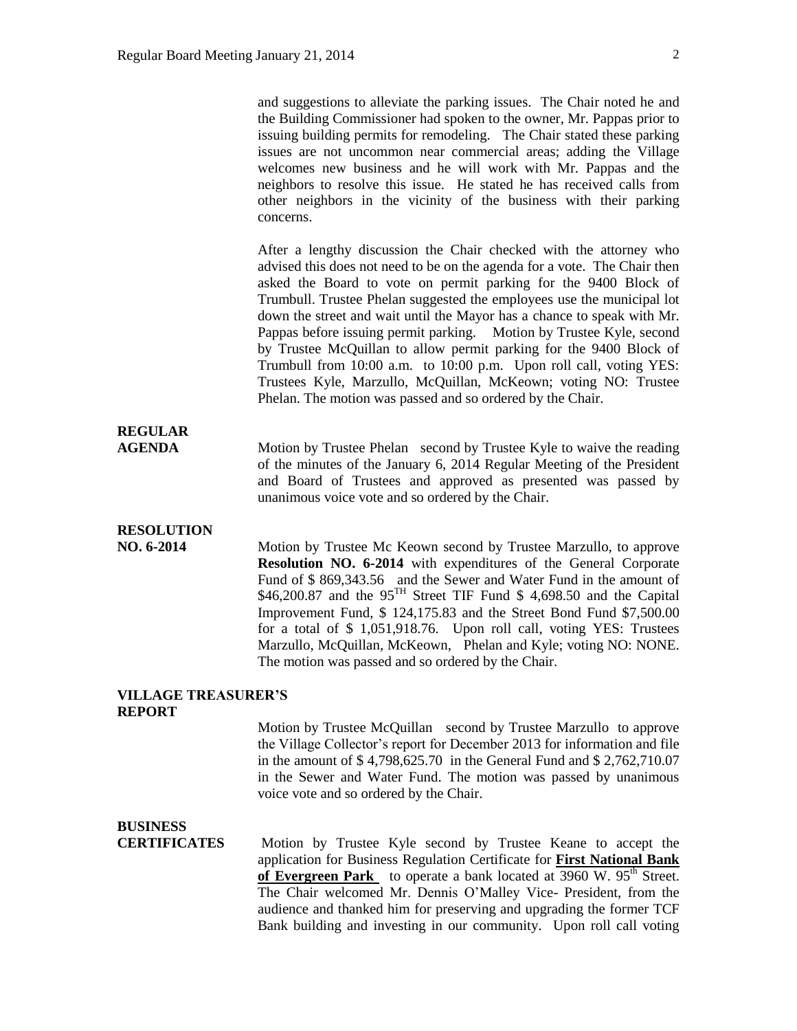and suggestions to alleviate the parking issues. The Chair noted he and the Building Commissioner had spoken to the owner, Mr. Pappas prior to issuing building permits for remodeling. The Chair stated these parking issues are not uncommon near commercial areas; adding the Village welcomes new business and he will work with Mr. Pappas and the neighbors to resolve this issue. He stated he has received calls from other neighbors in the vicinity of the business with their parking concerns.

After a lengthy discussion the Chair checked with the attorney who advised this does not need to be on the agenda for a vote. The Chair then asked the Board to vote on permit parking for the 9400 Block of Trumbull. Trustee Phelan suggested the employees use the municipal lot down the street and wait until the Mayor has a chance to speak with Mr. Pappas before issuing permit parking. Motion by Trustee Kyle, second by Trustee McQuillan to allow permit parking for the 9400 Block of Trumbull from 10:00 a.m. to 10:00 p.m. Upon roll call, voting YES: Trustees Kyle, Marzullo, McQuillan, McKeown; voting NO: Trustee Phelan. The motion was passed and so ordered by the Chair.

**REGULAR AGENDA**

Motion by Trustee Phelan second by Trustee Kyle to waive the reading of the minutes of the January 6, 2014 Regular Meeting of the President and Board of Trustees and approved as presented was passed by unanimous voice vote and so ordered by the Chair.

**RESOLUTION NO. 6-2014**

Motion by Trustee Mc Keown second by Trustee Marzullo, to approve **Resolution NO. 6-2014** with expenditures of the General Corporate Fund of $ 869,343.56 and the Sewer and Water Fund in the amount of $46,200.87 and the 95$^{TH}$ Street TIF Fund $ 4,698.50 and the Capital Improvement Fund, $ 124,175.83 and the Street Bond Fund $7,500.00 for a total of $ 1,051,918.76. Upon roll call, voting YES: Trustees Marzullo, McQuillan, McKeown, Phelan and Kyle; voting NO: NONE. The motion was passed and so ordered by the Chair.

**VILLAGE TREASURER'S REPORT**

Motion by Trustee McQuillan second by Trustee Marzullo to approve the Village Collector's report for December 2013 for information and file in the amount of $ 4,798,625.70 in the General Fund and $ 2,762,710.07 in the Sewer and Water Fund. The motion was passed by unanimous voice vote and so ordered by the Chair.

**BUSINESS CERTIFICATES**

Motion by Trustee Kyle second by Trustee Keane to accept the application for Business Regulation Certificate for **First National Bank of Evergreen Park** to operate a bank located at 3960 W. 95$^{th}$ Street. The Chair welcomed Mr. Dennis O'Malley Vice- President, from the audience and thanked him for preserving and upgrading the former TCF Bank building and investing in our community. Upon roll call voting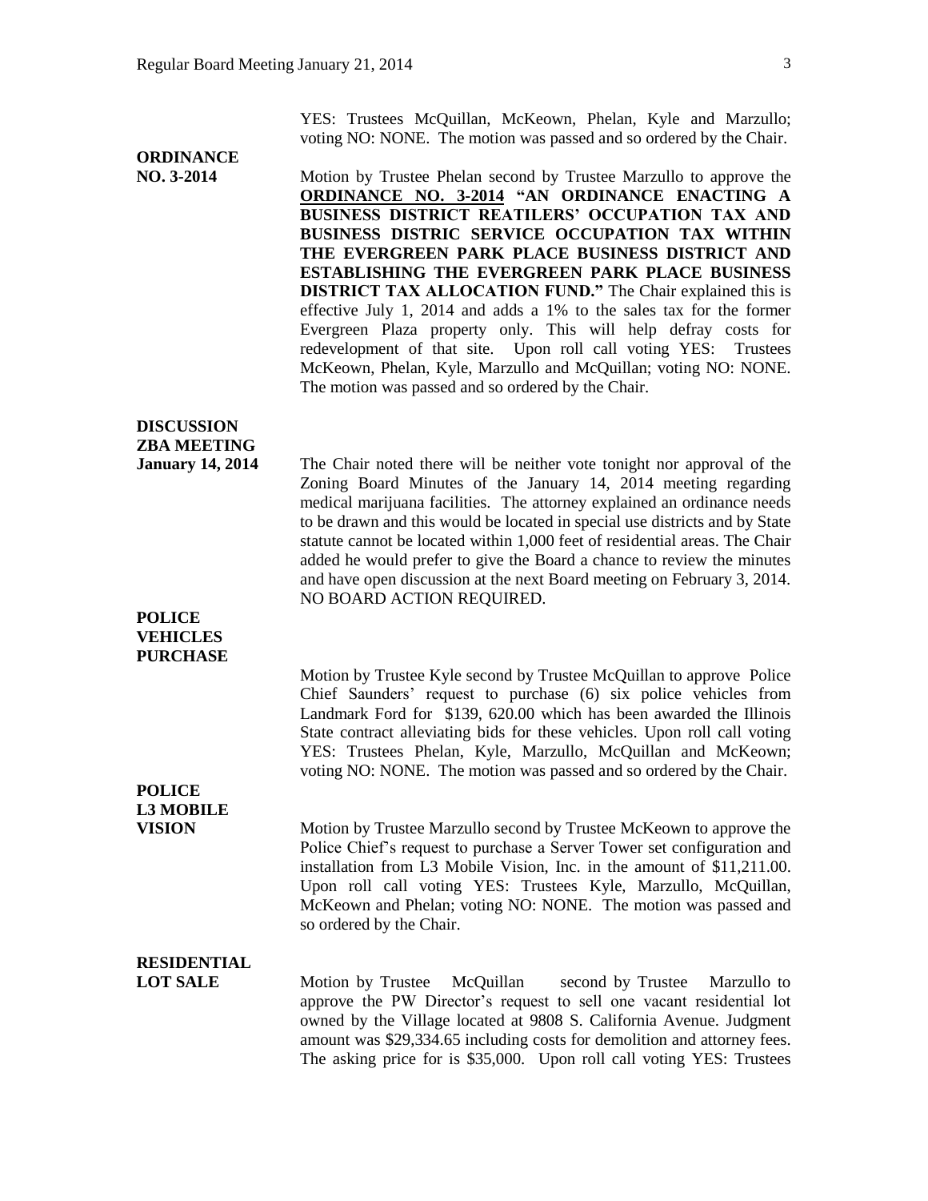YES: Trustees McQuillan, McKeown, Phelan, Kyle and Marzullo; voting NO: NONE. The motion was passed and so ordered by the Chair.

**ORDINANCE NO. 3-2014**

Motion by Trustee Phelan second by Trustee Marzullo to approve the **ORDINANCE NO. 3-2014 "AN ORDINANCE ENACTING A BUSINESS DISTRICT REATILERS' OCCUPATION TAX AND BUSINESS DISTRIC SERVICE OCCUPATION TAX WITHIN THE EVERGREEN PARK PLACE BUSINESS DISTRICT AND ESTABLISHING THE EVERGREEN PARK PLACE BUSINESS DISTRICT TAX ALLOCATION FUND."** The Chair explained this is effective July 1, 2014 and adds a 1% to the sales tax for the former Evergreen Plaza property only. This will help defray costs for redevelopment of that site. Upon roll call voting YES: Trustees McKeown, Phelan, Kyle, Marzullo and McQuillan; voting NO: NONE. The motion was passed and so ordered by the Chair.

**DISCUSSION ZBA MEETING January 14, 2014**

The Chair noted there will be neither vote tonight nor approval of the Zoning Board Minutes of the January 14, 2014 meeting regarding medical marijuana facilities. The attorney explained an ordinance needs to be drawn and this would be located in special use districts and by State statute cannot be located within 1,000 feet of residential areas. The Chair added he would prefer to give the Board a chance to review the minutes and have open discussion at the next Board meeting on February 3, 2014. NO BOARD ACTION REQUIRED.

**POLICE VEHICLES PURCHASE**

Motion by Trustee Kyle second by Trustee McQuillan to approve Police Chief Saunders' request to purchase (6) six police vehicles from Landmark Ford for \$139, 620.00 which has been awarded the Illinois State contract alleviating bids for these vehicles. Upon roll call voting YES: Trustees Phelan, Kyle, Marzullo, McQuillan and McKeown; voting NO: NONE. The motion was passed and so ordered by the Chair.

**POLICE L3 MOBILE VISION**

Motion by Trustee Marzullo second by Trustee McKeown to approve the Police Chief's request to purchase a Server Tower set configuration and installation from L3 Mobile Vision, Inc. in the amount of \$11,211.00. Upon roll call voting YES: Trustees Kyle, Marzullo, McQuillan, McKeown and Phelan; voting NO: NONE. The motion was passed and so ordered by the Chair.

**RESIDENTIAL LOT SALE**

Motion by Trustee McQuillan second by Trustee Marzullo to approve the PW Director's request to sell one vacant residential lot owned by the Village located at 9808 S. California Avenue. Judgment amount was \$29,334.65 including costs for demolition and attorney fees. The asking price for is \$35,000. Upon roll call voting YES: Trustees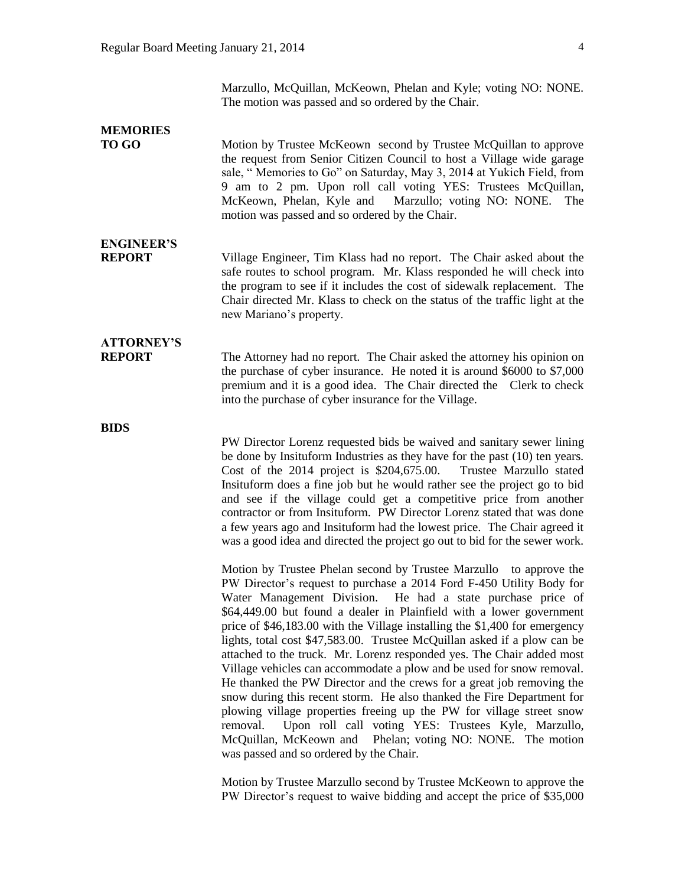Marzullo, McQuillan, McKeown, Phelan and Kyle; voting NO: NONE. The motion was passed and so ordered by the Chair.

**MEMORIES TO GO**

Motion by Trustee McKeown second by Trustee McQuillan to approve the request from Senior Citizen Council to host a Village wide garage sale, " Memories to Go" on Saturday, May 3, 2014 at Yukich Field, from 9 am to 2 pm. Upon roll call voting YES: Trustees McQuillan, McKeown, Phelan, Kyle and Marzullo; voting NO: NONE. The motion was passed and so ordered by the Chair.

**ENGINEER'S REPORT**

Village Engineer, Tim Klass had no report. The Chair asked about the safe routes to school program. Mr. Klass responded he will check into the program to see if it includes the cost of sidewalk replacement. The Chair directed Mr. Klass to check on the status of the traffic light at the new Mariano's property.

**ATTORNEY'S REPORT**

The Attorney had no report. The Chair asked the attorney his opinion on the purchase of cyber insurance. He noted it is around $6000 to $7,000 premium and it is a good idea. The Chair directed the Clerk to check into the purchase of cyber insurance for the Village.

**BIDS**

PW Director Lorenz requested bids be waived and sanitary sewer lining be done by Insituform Industries as they have for the past (10) ten years. Cost of the 2014 project is $204,675.00. Trustee Marzullo stated Insituform does a fine job but he would rather see the project go to bid and see if the village could get a competitive price from another contractor or from Insituform. PW Director Lorenz stated that was done a few years ago and Insituform had the lowest price. The Chair agreed it was a good idea and directed the project go out to bid for the sewer work.

Motion by Trustee Phelan second by Trustee Marzullo to approve the PW Director's request to purchase a 2014 Ford F-450 Utility Body for Water Management Division. He had a state purchase price of $64,449.00 but found a dealer in Plainfield with a lower government price of $46,183.00 with the Village installing the $1,400 for emergency lights, total cost $47,583.00. Trustee McQuillan asked if a plow can be attached to the truck. Mr. Lorenz responded yes. The Chair added most Village vehicles can accommodate a plow and be used for snow removal. He thanked the PW Director and the crews for a great job removing the snow during this recent storm. He also thanked the Fire Department for plowing village properties freeing up the PW for village street snow removal. Upon roll call voting YES: Trustees Kyle, Marzullo, McQuillan, McKeown and Phelan; voting NO: NONE. The motion was passed and so ordered by the Chair.

Motion by Trustee Marzullo second by Trustee McKeown to approve the PW Director's request to waive bidding and accept the price of $35,000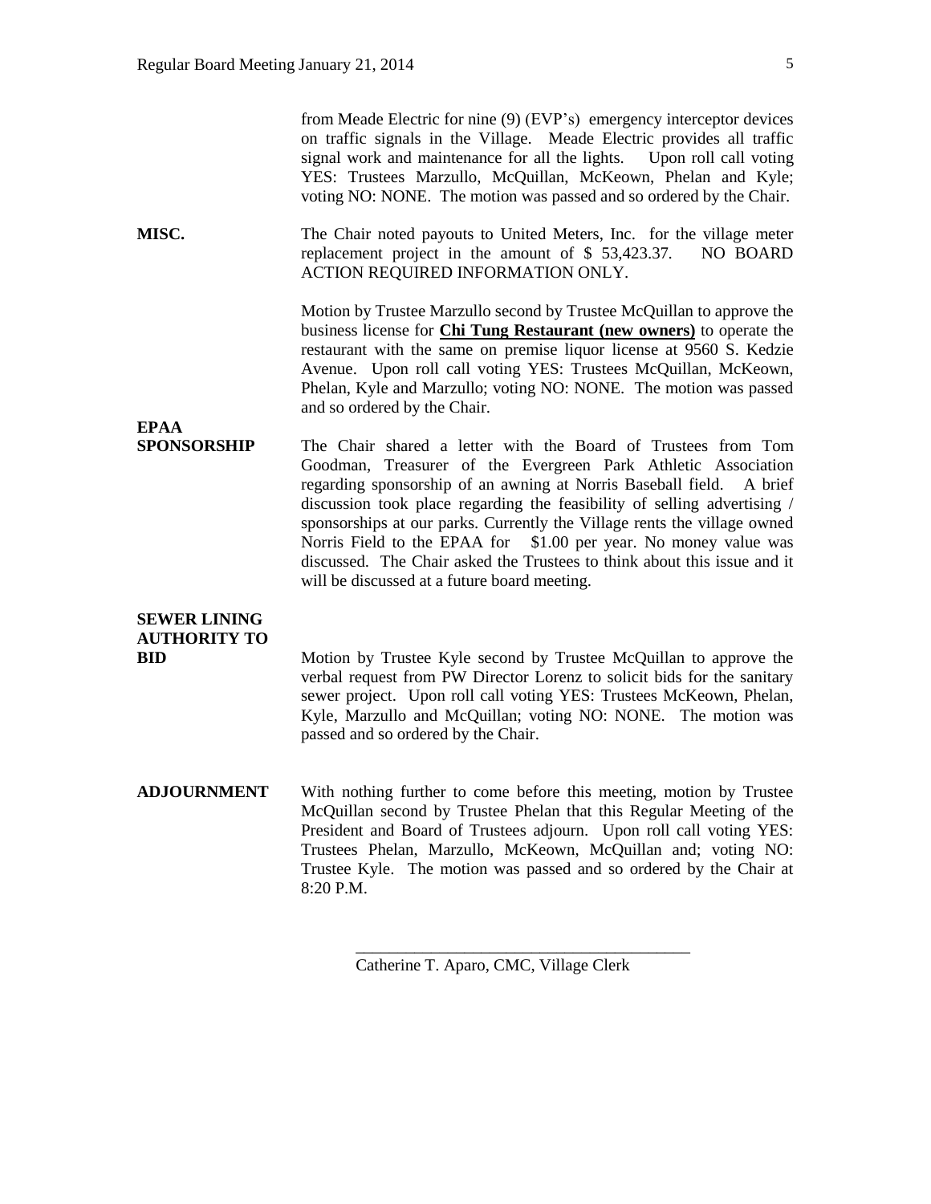from Meade Electric for nine (9) (EVP's) emergency interceptor devices on traffic signals in the Village. Meade Electric provides all traffic signal work and maintenance for all the lights. Upon roll call voting YES: Trustees Marzullo, McQuillan, McKeown, Phelan and Kyle; voting NO: NONE. The motion was passed and so ordered by the Chair.

**MISC.**

The Chair noted payouts to United Meters, Inc. for the village meter replacement project in the amount of $ 53,423.37. NO BOARD ACTION REQUIRED INFORMATION ONLY.

Motion by Trustee Marzullo second by Trustee McQuillan to approve the business license for **Chi Tung Restaurant (new owners)** to operate the restaurant with the same on premise liquor license at 9560 S. Kedzie Avenue. Upon roll call voting YES: Trustees McQuillan, McKeown, Phelan, Kyle and Marzullo; voting NO: NONE. The motion was passed and so ordered by the Chair.

**EPAA SPONSORSHIP**

The Chair shared a letter with the Board of Trustees from Tom Goodman, Treasurer of the Evergreen Park Athletic Association regarding sponsorship of an awning at Norris Baseball field. A brief discussion took place regarding the feasibility of selling advertising / sponsorships at our parks. Currently the Village rents the village owned Norris Field to the EPAA for $1.00 per year. No money value was discussed. The Chair asked the Trustees to think about this issue and it will be discussed at a future board meeting.

**SEWER LINING AUTHORITY TO BID**

Motion by Trustee Kyle second by Trustee McQuillan to approve the verbal request from PW Director Lorenz to solicit bids for the sanitary sewer project. Upon roll call voting YES: Trustees McKeown, Phelan, Kyle, Marzullo and McQuillan; voting NO: NONE. The motion was passed and so ordered by the Chair.

**ADJOURNMENT**

With nothing further to come before this meeting, motion by Trustee McQuillan second by Trustee Phelan that this Regular Meeting of the President and Board of Trustees adjourn. Upon roll call voting YES: Trustees Phelan, Marzullo, McKeown, McQuillan and; voting NO: Trustee Kyle. The motion was passed and so ordered by the Chair at 8:20 P.M.

\_\_\_\_\_\_\_\_\_\_\_\_\_\_\_\_\_\_\_\_\_\_\_\_\_\_\_\_\_\_\_\_\_\_\_\_\_\_\_\_

Catherine T. Aparo, CMC, Village Clerk